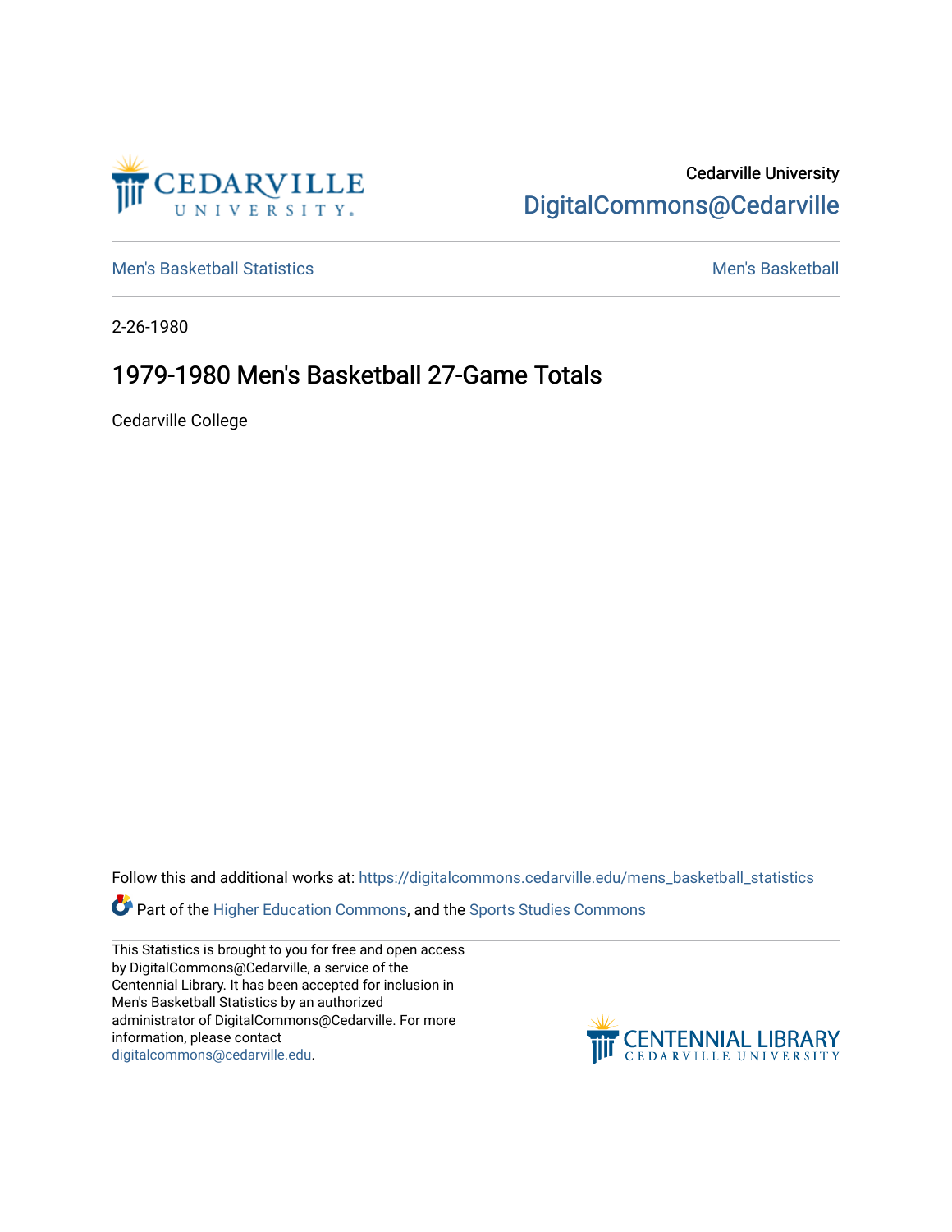Cedarville University

DigitalCommons@Cedarville

Men's Basketball Statistics

Men's Basketball

2-26-1980

# 1979-1980 Men's Basketball 27-Game Totals

Cedarville College

Follow this and additional works at: https://digitalcommons.cedarville.edu/mens_basketball_statistics

Part of the Higher Education Commons, and the Sports Studies Commons

This Statistics is brought to you for free and open access by DigitalCommons@Cedarville, a service of the Centennial Library. It has been accepted for inclusion in Men's Basketball Statistics by an authorized administrator of DigitalCommons@Cedarville. For more information, please contact digitalcommons@cedarville.edu.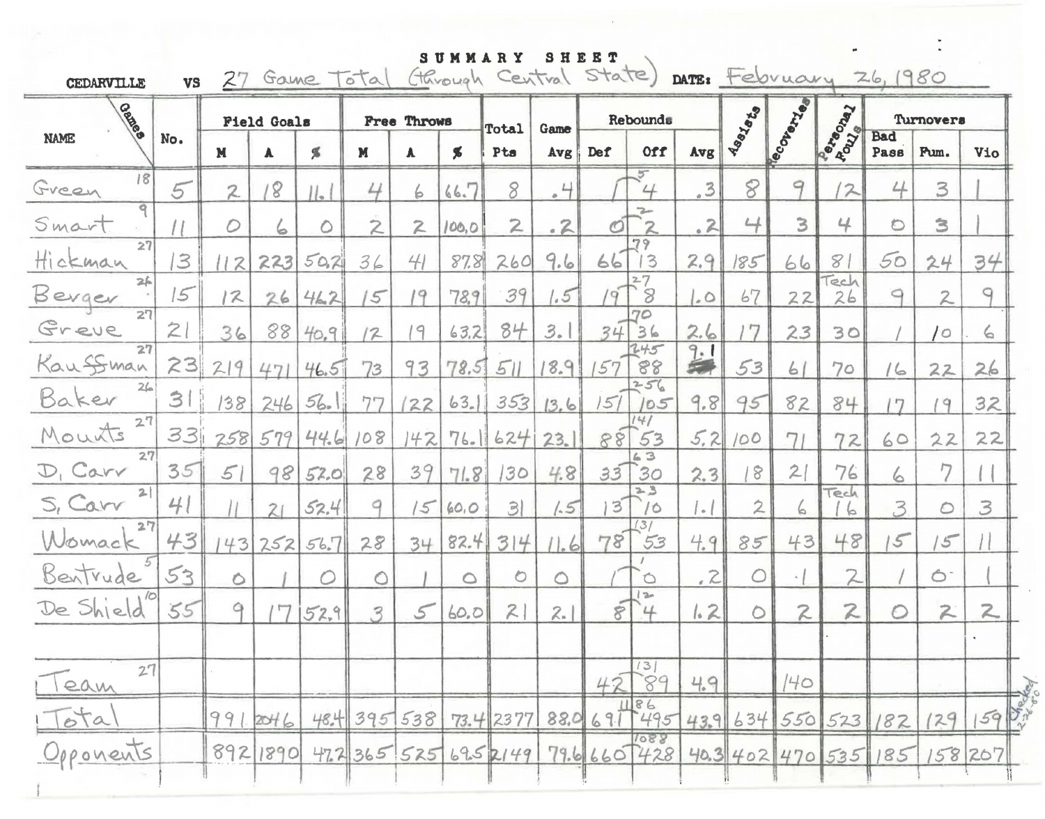# SUMMARY SHEET

CEDARVILLE VS 27 Game Total (through Central State) DATE: February 26, 1980

| NAME | Games | No. | Field Goals M | Field Goals A | Field Goals % | Free Throws M | Free Throws A | Free Throws % | Total Pts | Game Avg | Rebounds Def | Rebounds Off | Rebounds Total | Rebounds Avg | Assists | Recoveries | Personal Fouls | Turnovers Bad Pass | Turnovers Fum. | Turnovers Vio |
|---|---|---|---|---|---|---|---|---|---|---|---|---|---|---|---|---|---|---|---|---|
| Green | 18 | 5 | 2 | 18 | 11.1 | 4 | 6 | 66.7 | 8 | .4 | 1 | 4 | 5 | .3 | 8 | 9 | 12 | 4 | 3 | 1 |
| Smart | 9 | 11 | 0 | 6 | 0 | 2 | 2 | 100.0 | 2 | .2 | 0 | 2 | 2 | .2 | 4 | 3 | 4 | 0 | 3 | 1 |
| Hickman | 27 | 13 | 112 | 223 | 50.2 | 36 | 41 | 87.8 | 260 | 9.6 | 66 | 13 | 79 | 2.9 | 185 | 66 | 81 | 50 | 24 | 34 |
| Berger | 26 | 15 | 12 | 26 | 46.2 | 15 | 19 | 78.9 | 39 | 1.5 | 19 | 8 | 27 | 1.0 | 67 | 22 | Tech 26 | 9 | 2 | 9 |
| Greve | 27 | 21 | 36 | 88 | 40.9 | 12 | 19 | 63.2 | 84 | 3.1 | 34 | 36 | 70 | 2.6 | 17 | 23 | 30 | 1 | 10 | 6 |
| Kauffman | 27 | 23 | 219 | 471 | 46.5 | 73 | 93 | 78.5 | 511 | 18.9 | 157 | 88 | 245 | 9.1 | 53 | 61 | 70 | 16 | 22 | 26 |
| Baker | 26 | 31 | 138 | 246 | 56.1 | 77 | 122 | 63.1 | 353 | 13.6 | 151 | 105 | 256 | 9.8 | 95 | 82 | 84 | 17 | 19 | 32 |
| Mounts | 27 | 33 | 258 | 579 | 44.6 | 108 | 142 | 76.1 | 624 | 23.1 | 88 | 53 | 141 | 5.2 | 100 | 71 | 72 | 60 | 22 | 22 |
| D. Carr | 27 | 35 | 51 | 98 | 52.0 | 28 | 39 | 71.8 | 130 | 4.8 | 33 | 30 | 63 | 2.3 | 18 | 21 | 76 | 6 | 7 | 11 |
| S. Carr | 21 | 41 | 11 | 21 | 52.4 | 9 | 15 | 60.0 | 31 | 1.5 | 13 | 10 | 23 | 1.1 | 2 | 6 | Tech 16 | 3 | 0 | 3 |
| Womack | 27 | 43 | 143 | 252 | 56.7 | 28 | 34 | 82.4 | 314 | 11.6 | 78 | 53 | 131 | 4.9 | 85 | 43 | 48 | 15 | 15 | 11 |
| Bentrude | 5 | 53 | 0 | 1 | 0 | 0 | 1 | 0 | 0 | 0 | 1 | 0 | 1 | .2 | 0 | 1 | 2 | 1 | 0 | 1 |
| De Shield | 10 | 55 | 9 | 17 | 52.9 | 3 | 5 | 60.0 | 21 | 2.1 | 8 | 4 | 12 | 1.2 | 0 | 2 | 2 | 0 | 2 | 2 |
| Team | 27 | | | | | | | | | | 42 | 89 | 131 | 4.9 | | 140 | | | | |
| Total | | | 991 | 2046 | 48.4 | 395 | 538 | 73.4 | 2377 | 88.0 | 691 | 495 | 1186 | 43.9 | 634 | 550 | 523 | 182 | 129 | 159 |
| Opponents | | | 892 | 1890 | 47.2 | 365 | 525 | 69.5 | 2149 | 79.6 | 660 | 428 | 1088 | 40.3 | 402 | 470 | 535 | 185 | 158 | 207 |

Checked 2-26-80